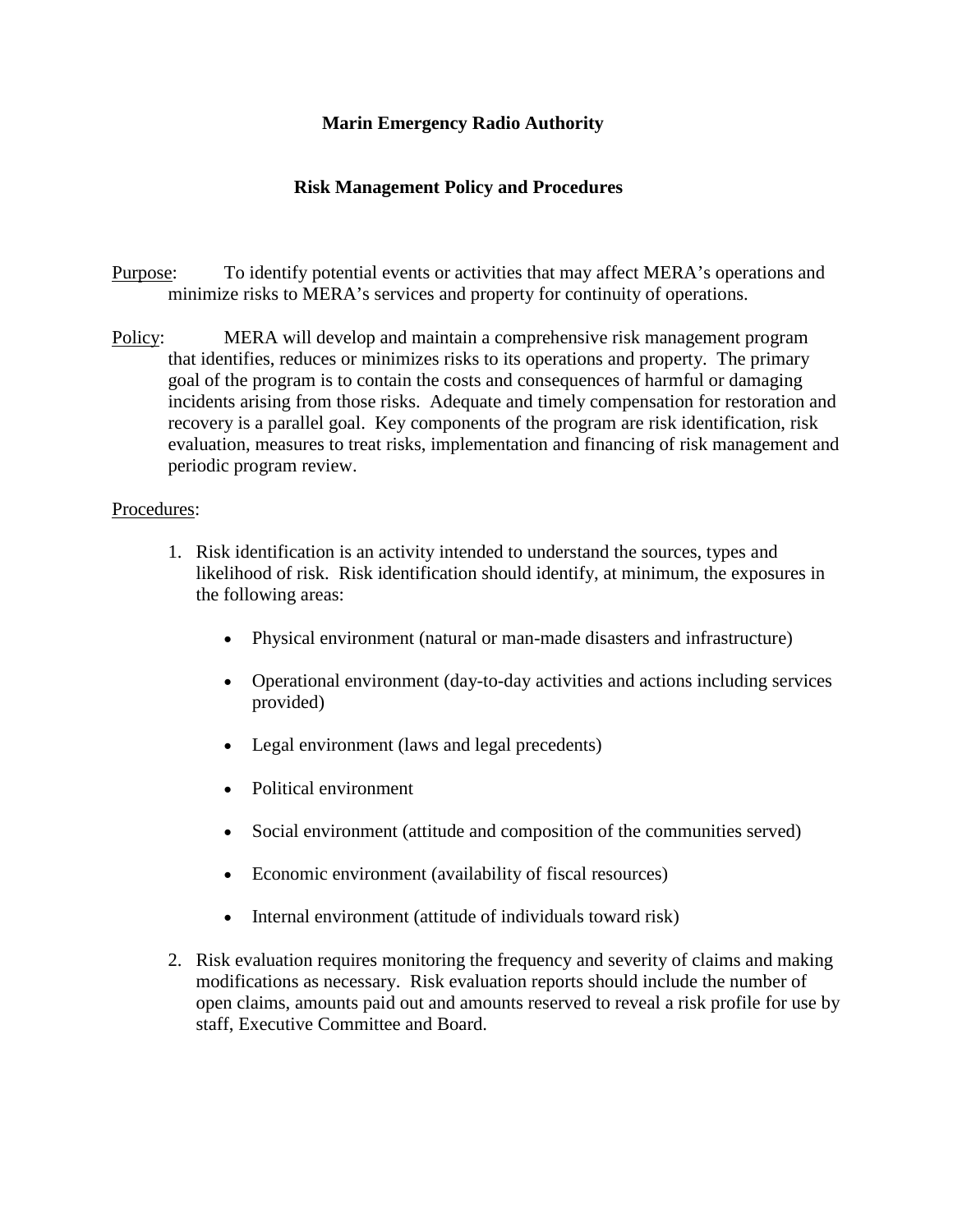**Marin Emergency Radio Authority**

**Risk Management Policy and Procedures**

Purpose: To identify potential events or activities that may affect MERA's operations and minimize risks to MERA's services and property for continuity of operations.

Policy: MERA will develop and maintain a comprehensive risk management program that identifies, reduces or minimizes risks to its operations and property. The primary goal of the program is to contain the costs and consequences of harmful or damaging incidents arising from those risks. Adequate and timely compensation for restoration and recovery is a parallel goal. Key components of the program are risk identification, risk evaluation, measures to treat risks, implementation and financing of risk management and periodic program review.

Procedures:

1. Risk identification is an activity intended to understand the sources, types and likelihood of risk. Risk identification should identify, at minimum, the exposures in the following areas:

    - Physical environment (natural or man-made disasters and infrastructure)
    - Operational environment (day-to-day activities and actions including services provided)
    - Legal environment (laws and legal precedents)
    - Political environment
    - Social environment (attitude and composition of the communities served)
    - Economic environment (availability of fiscal resources)
    - Internal environment (attitude of individuals toward risk)

2. Risk evaluation requires monitoring the frequency and severity of claims and making modifications as necessary. Risk evaluation reports should include the number of open claims, amounts paid out and amounts reserved to reveal a risk profile for use by staff, Executive Committee and Board.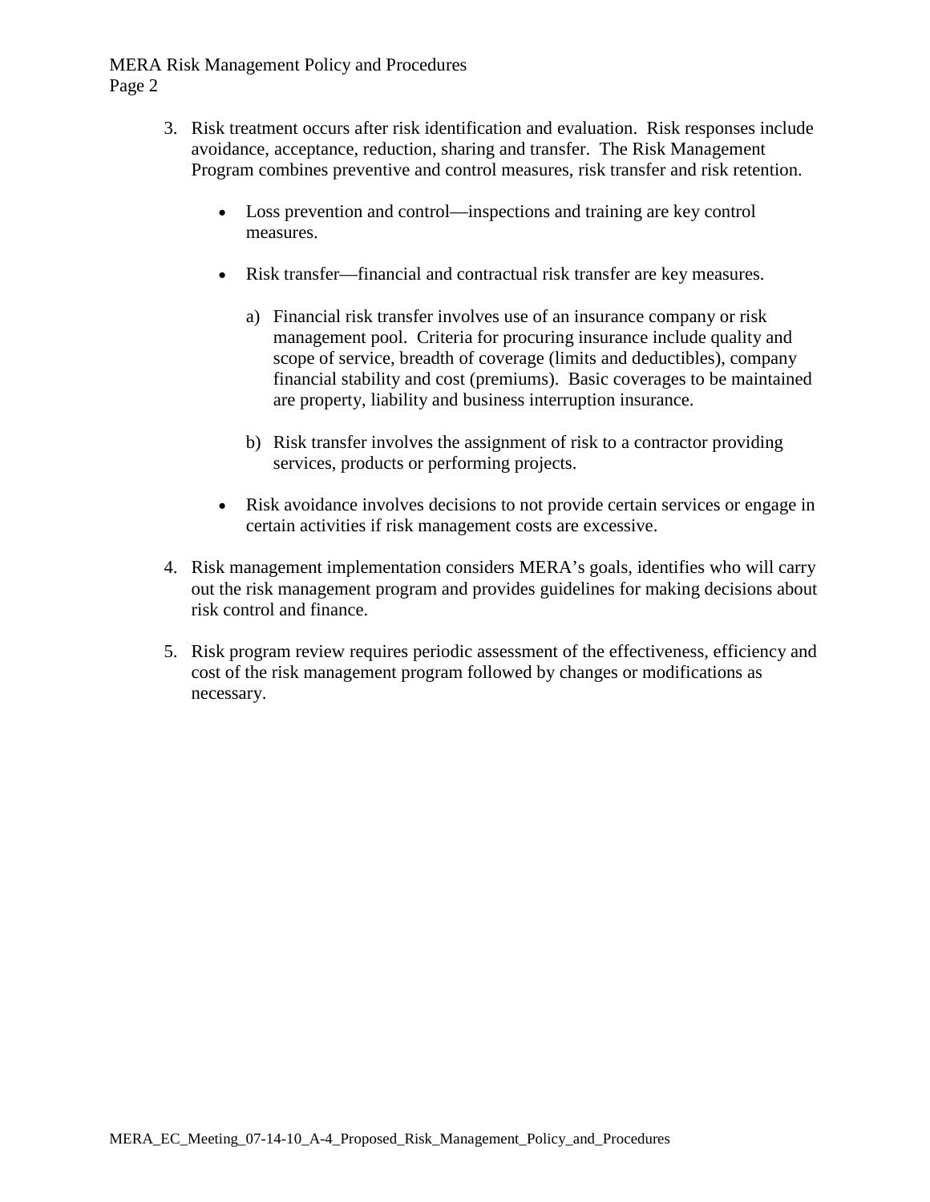3. Risk treatment occurs after risk identification and evaluation. Risk responses include avoidance, acceptance, reduction, sharing and transfer. The Risk Management Program combines preventive and control measures, risk transfer and risk retention.

    - Loss prevention and control—inspections and training are key control measures.

    - Risk transfer—financial and contractual risk transfer are key measures.

        a) Financial risk transfer involves use of an insurance company or risk management pool. Criteria for procuring insurance include quality and scope of service, breadth of coverage (limits and deductibles), company financial stability and cost (premiums). Basic coverages to be maintained are property, liability and business interruption insurance.

        b) Risk transfer involves the assignment of risk to a contractor providing services, products or performing projects.

    - Risk avoidance involves decisions to not provide certain services or engage in certain activities if risk management costs are excessive.

4. Risk management implementation considers MERA's goals, identifies who will carry out the risk management program and provides guidelines for making decisions about risk control and finance.

5. Risk program review requires periodic assessment of the effectiveness, efficiency and cost of the risk management program followed by changes or modifications as necessary.